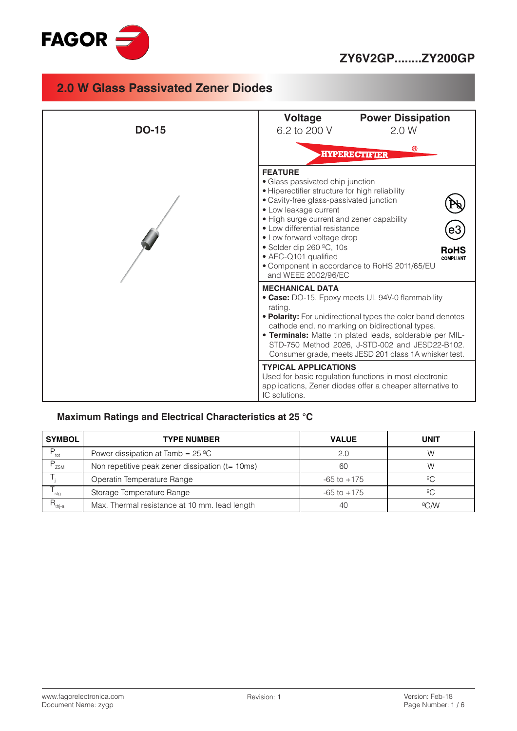FAGOR

# ZY6V2GP........ZY200GP

## 2.0 W Glass Passivated Zener Diodes

**DO-15**

| Voltage | Power Dissipation |
|---|---|
| 6.2 to 200 V | 2.0 W |

HYPERECTIFIER®

**FEATURE**

- Glass passivated chip junction
- Hiperectifier structure for high reliability
- Cavity-free glass-passivated junction
- Low leakage current
- High surge current and zener capability
- Low differential resistance
- Low forward voltage drop
- Solder dip 260 ºC, 10s
- AEC-Q101 qualified
- Component in accordance to RoHS 2011/65/EU and WEEE 2002/96/EC

Pb e3 RoHS COMPLIANT

**MECHANICAL DATA**

- **Case:** DO-15. Epoxy meets UL 94V-0 flammability rating.
- **Polarity:** For unidirectional types the color band denotes cathode end, no marking on bidirectional types.
- **Terminals:** Matte tin plated leads, solderable per MIL-STD-750 Method 2026, J-STD-002 and JESD22-B102. Consumer grade, meets JESD 201 class 1A whisker test.

**TYPICAL APPLICATIONS**

Used for basic regulation functions in most electronic applications, Zener diodes offer a cheaper alternative to IC solutions.

### Maximum Ratings and Electrical Characteristics at 25 °C

| SYMBOL | TYPE NUMBER | VALUE | UNIT |
|---|---|---|---|
| $P_{tot}$ | Power dissipation at Tamb = 25 ºC | 2.0 | W |
| $P_{ZSM}$ | Non repetitive peak zener dissipation (t= 10ms) | 60 | W |
| $T_j$ | Operatin Temperature Range | -65 to +175 | ºC |
| $T_{stg}$ | Storage Temperature Range | -65 to +175 | ºC |
| $R_{thj-a}$ | Max. Thermal resistance at 10 mm. lead length | 40 | ºC/W |

www.fagorelectronica.com
Document Name: zygp

Revision: 1

Version: Feb-18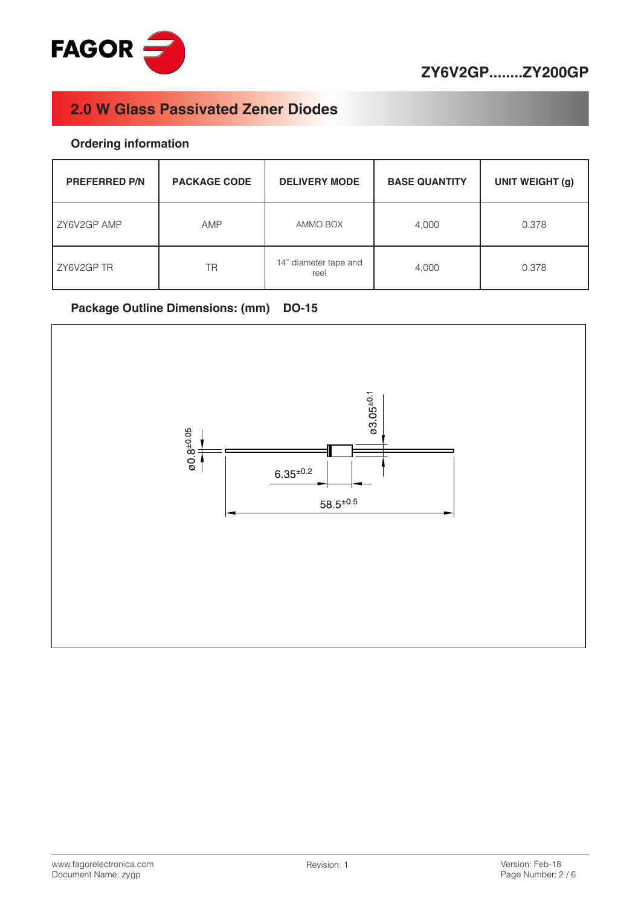## 2.0 W Glass Passivated Zener Diodes

### Ordering information

| PREFERRED P/N | PACKAGE CODE | DELIVERY MODE | BASE QUANTITY | UNIT WEIGHT (g) |
|---|---|---|---|---|
| ZY6V2GP AMP | AMP | AMMO BOX | 4,000 | 0.378 |
| ZY6V2GP TR | TR | 14" diameter tape and reel | 4,000 | 0.378 |

### Package Outline Dimensions: (mm) DO-15

ø3.05$^{\pm 0.1}$

ø0.8$^{\pm 0.05}$

6.35$^{\pm 0.2}$

58.5$^{\pm 0.5}$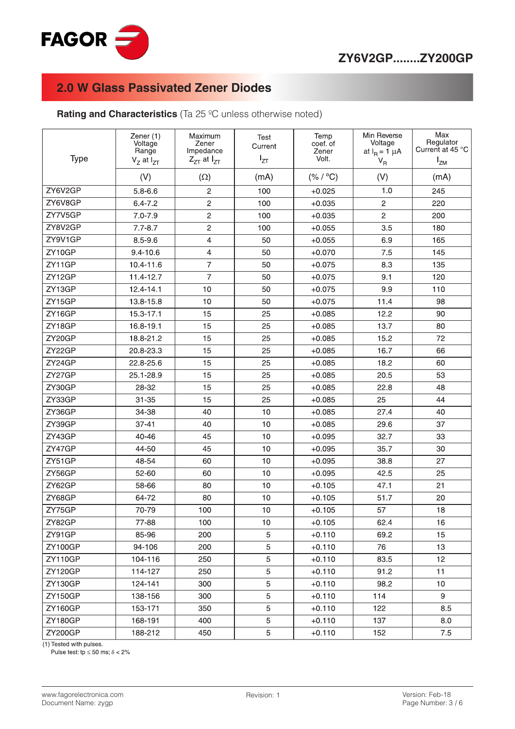# ZY6V2GP........ZY200GP

## 2.0 W Glass Passivated Zener Diodes

**Rating and Characteristics** (Ta 25 ºC unless otherwise noted)

| Type | Zener (1) Voltage Range $V_Z$ at $I_{ZT}$ | Maximum Zener Impedance $Z_{ZT}$ at $I_{ZT}$ | Test Current $I_{ZT}$ | Temp coef. of Zener Volt. | Min Reverse Voltage at $I_R$ = 1 µA $V_R$ | Max Regulator Current at 45 °C $I_{ZM}$ |
|---|---|---|---|---|---|---|
| | (V) | (Ω) | (mA) | (% / °C) | (V) | (mA) |
| ZY6V2GP | 5.8-6.6 | 2 | 100 | +0.025 | 1.0 | 245 |
| ZY6V8GP | 6.4-7.2 | 2 | 100 | +0.035 | 2 | 220 |
| ZY7V5GP | 7.0-7.9 | 2 | 100 | +0.035 | 2 | 200 |
| ZY8V2GP | 7.7-8.7 | 2 | 100 | +0.055 | 3.5 | 180 |
| ZY9V1GP | 8.5-9.6 | 4 | 50 | +0.055 | 6.9 | 165 |
| ZY10GP | 9.4-10.6 | 4 | 50 | +0.070 | 7.5 | 145 |
| ZY11GP | 10.4-11.6 | 7 | 50 | +0.075 | 8.3 | 135 |
| ZY12GP | 11.4-12.7 | 7 | 50 | +0.075 | 9.1 | 120 |
| ZY13GP | 12.4-14.1 | 10 | 50 | +0.075 | 9.9 | 110 |
| ZY15GP | 13.8-15.8 | 10 | 50 | +0.075 | 11.4 | 98 |
| ZY16GP | 15.3-17.1 | 15 | 25 | +0.085 | 12.2 | 90 |
| ZY18GP | 16.8-19.1 | 15 | 25 | +0.085 | 13.7 | 80 |
| ZY20GP | 18.8-21.2 | 15 | 25 | +0.085 | 15.2 | 72 |
| ZY22GP | 20.8-23.3 | 15 | 25 | +0.085 | 16.7 | 66 |
| ZY24GP | 22.8-25.6 | 15 | 25 | +0.085 | 18.2 | 60 |
| ZY27GP | 25.1-28.9 | 15 | 25 | +0.085 | 20.5 | 53 |
| ZY30GP | 28-32 | 15 | 25 | +0.085 | 22.8 | 48 |
| ZY33GP | 31-35 | 15 | 25 | +0.085 | 25 | 44 |
| ZY36GP | 34-38 | 40 | 10 | +0.085 | 27.4 | 40 |
| ZY39GP | 37-41 | 40 | 10 | +0.085 | 29.6 | 37 |
| ZY43GP | 40-46 | 45 | 10 | +0.095 | 32.7 | 33 |
| ZY47GP | 44-50 | 45 | 10 | +0.095 | 35.7 | 30 |
| ZY51GP | 48-54 | 60 | 10 | +0.095 | 38.8 | 27 |
| ZY56GP | 52-60 | 60 | 10 | +0.095 | 42.5 | 25 |
| ZY62GP | 58-66 | 80 | 10 | +0.105 | 47.1 | 21 |
| ZY68GP | 64-72 | 80 | 10 | +0.105 | 51.7 | 20 |
| ZY75GP | 70-79 | 100 | 10 | +0.105 | 57 | 18 |
| ZY82GP | 77-88 | 100 | 10 | +0.105 | 62.4 | 16 |
| ZY91GP | 85-96 | 200 | 5 | +0.110 | 69.2 | 15 |
| ZY100GP | 94-106 | 200 | 5 | +0.110 | 76 | 13 |
| ZY110GP | 104-116 | 250 | 5 | +0.110 | 83.5 | 12 |
| ZY120GP | 114-127 | 250 | 5 | +0.110 | 91.2 | 11 |
| ZY130GP | 124-141 | 300 | 5 | +0.110 | 98.2 | 10 |
| ZY150GP | 138-156 | 300 | 5 | +0.110 | 114 | 9 |
| ZY160GP | 153-171 | 350 | 5 | +0.110 | 122 | 8.5 |
| ZY180GP | 168-191 | 400 | 5 | +0.110 | 137 | 8.0 |
| ZY200GP | 188-212 | 450 | 5 | +0.110 | 152 | 7.5 |

(1) Tested with pulses.
Pulse test: tp ≤ 50 ms; δ < 2%

www.fagorelectronica.com
Document Name: zygp

Revision: 1

Version: Feb-18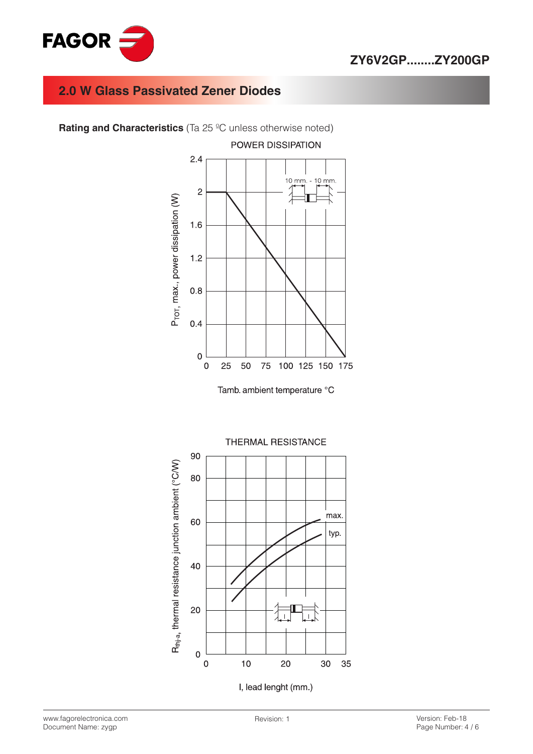## 2.0 W Glass Passivated Zener Diodes

**Rating and Characteristics** (Ta 25 ºC unless otherwise noted)

POWER DISSIPATION

$P_{TOT}$, max., power dissipation (W)

Tamb. ambient temperature °C

THERMAL RESISTANCE

$R_{thj-a}$, thermal resistance junction ambient (°C/W)

l, lead lenght (mm.)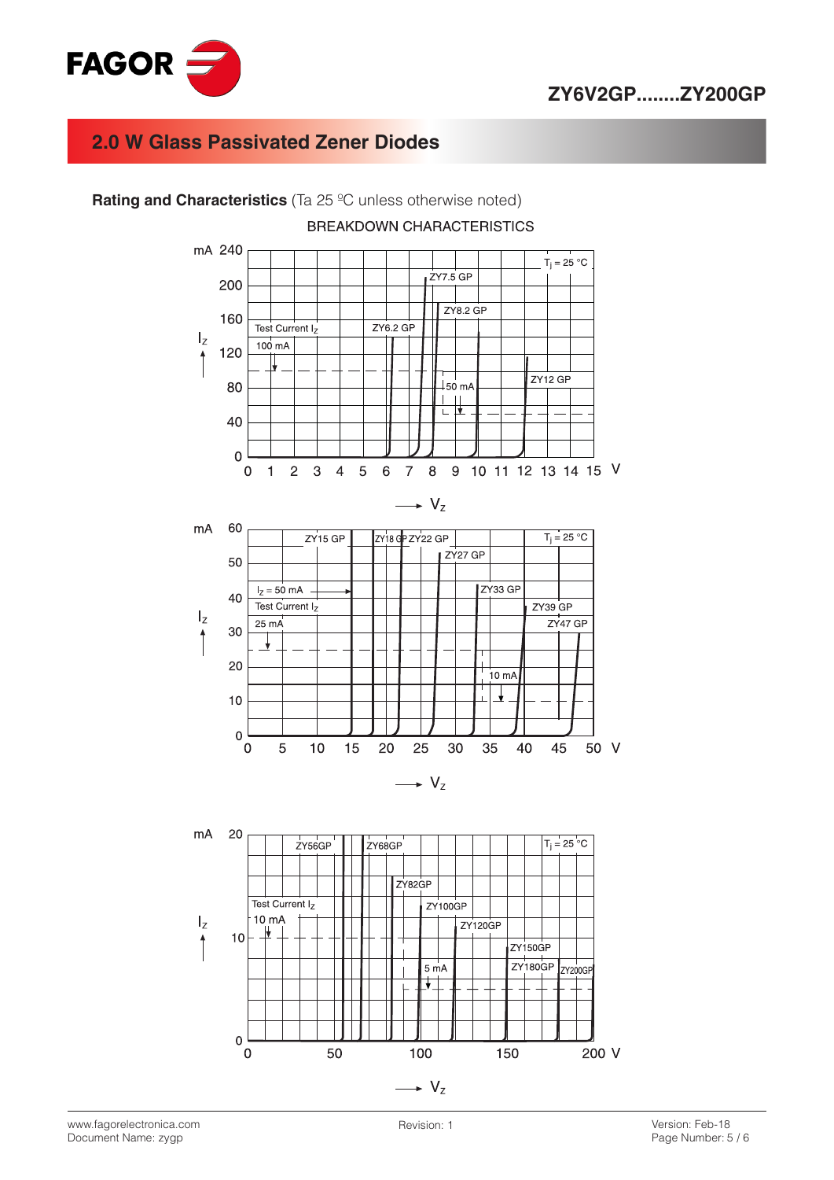## 2.0 W Glass Passivated Zener Diodes

**Rating and Characteristics** (Ta 25 ºC unless otherwise noted)

BREAKDOWN CHARACTERISTICS

$T_j$ = 25 °C

Test Current $I_Z$ 100 mA

50 mA

ZY6.2 GP, ZY7.5 GP, ZY8.2 GP, ZY12 GP

$I_Z$ (mA) — $V_Z$ (V)

$T_j$ = 25 °C

$I_Z$ = 50 mA

Test Current $I_Z$ 25 mA

10 mA

ZY15 GP, ZY18 GP, ZY22 GP, ZY27 GP, ZY33 GP, ZY39 GP, ZY47 GP

$I_Z$ (mA) — $V_Z$ (V)

$T_j$ = 25 °C

Test Current $I_Z$ 10 mA

5 mA

ZY56GP, ZY68GP, ZY82GP, ZY100GP, ZY120GP, ZY150GP, ZY180GP, ZY200GP

$I_Z$ (mA) — $V_Z$ (V)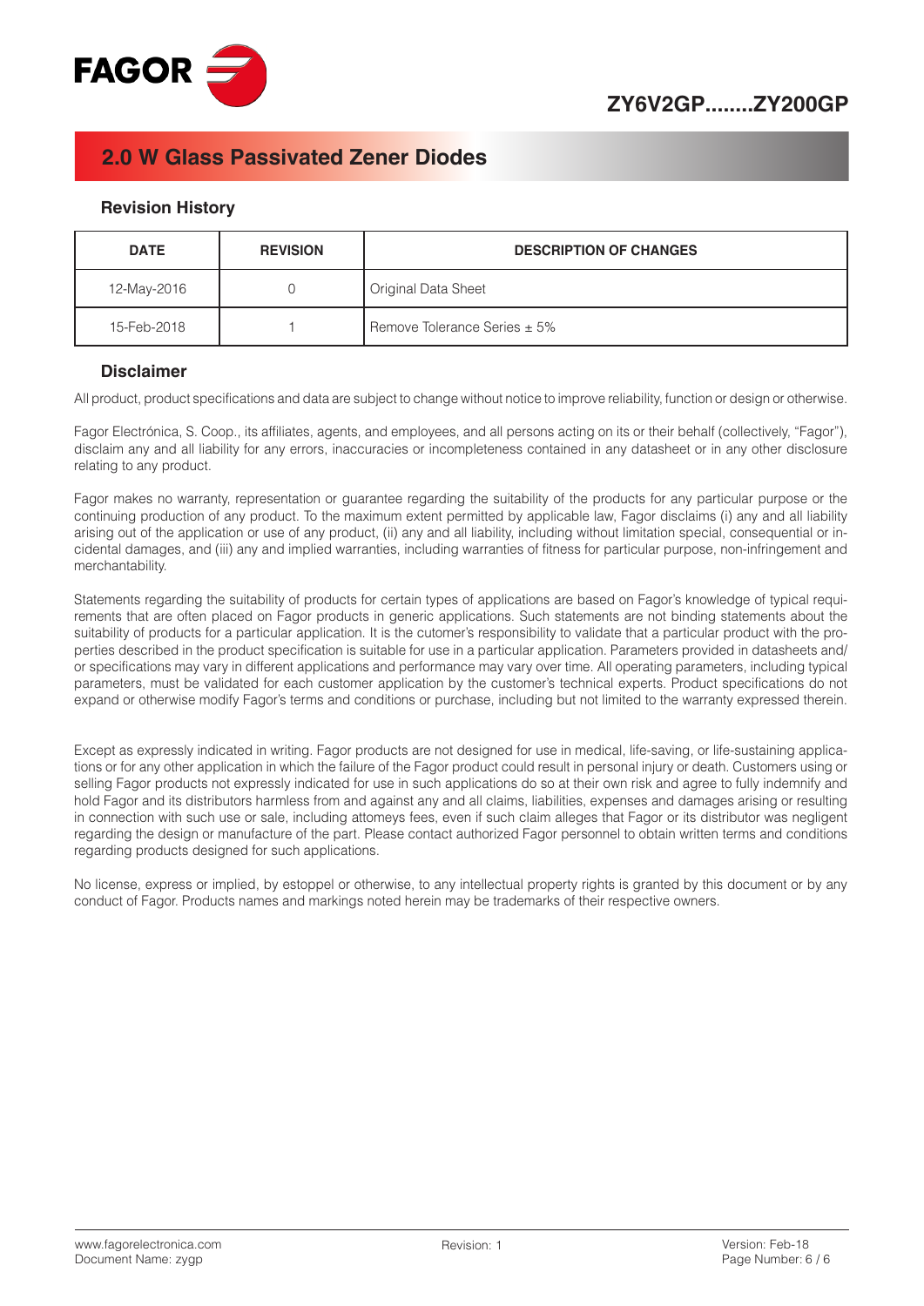## 2.0 W Glass Passivated Zener Diodes

### Revision History

| DATE | REVISION | DESCRIPTION OF CHANGES |
|---|---|---|
| 12-May-2016 | 0 | Original Data Sheet |
| 15-Feb-2018 | 1 | Remove Tolerance Series ± 5% |

### Disclaimer

All product, product specifications and data are subject to change without notice to improve reliability, function or design or otherwise.

Fagor Electrónica, S. Coop., its affiliates, agents, and employees, and all persons acting on its or their behalf (collectively, “Fagor”), disclaim any and all liability for any errors, inaccuracies or incompleteness contained in any datasheet or in any other disclosure relating to any product.

Fagor makes no warranty, representation or guarantee regarding the suitability of the products for any particular purpose or the continuing production of any product. To the maximum extent permitted by applicable law, Fagor disclaims (i) any and all liability arising out of the application or use of any product, (ii) any and all liability, including without limitation special, consequential or incidental damages, and (iii) any and implied warranties, including warranties of fitness for particular purpose, non-infringement and merchantability.

Statements regarding the suitability of products for certain types of applications are based on Fagor’s knowledge of typical requirements that are often placed on Fagor products in generic applications. Such statements are not binding statements about the suitability of products for a particular application. It is the cutomer’s responsibility to validate that a particular product with the properties described in the product specification is suitable for use in a particular application. Parameters provided in datasheets and/or specifications may vary in different applications and performance may vary over time. All operating parameters, including typical parameters, must be validated for each customer application by the customer’s technical experts. Product specifications do not expand or otherwise modify Fagor’s terms and conditions or purchase, including but not limited to the warranty expressed therein.

Except as expressly indicated in writing. Fagor products are not designed for use in medical, life-saving, or life-sustaining applications or for any other application in which the failure of the Fagor product could result in personal injury or death. Customers using or selling Fagor products not expressly indicated for use in such applications do so at their own risk and agree to fully indemnify and hold Fagor and its distributors harmless from and against any and all claims, liabilities, expenses and damages arising or resulting in connection with such use or sale, including attomeys fees, even if such claim alleges that Fagor or its distributor was negligent regarding the design or manufacture of the part. Please contact authorized Fagor personnel to obtain written terms and conditions regarding products designed for such applications.

No license, express or implied, by estoppel or otherwise, to any intellectual property rights is granted by this document or by any conduct of Fagor. Products names and markings noted herein may be trademarks of their respective owners.